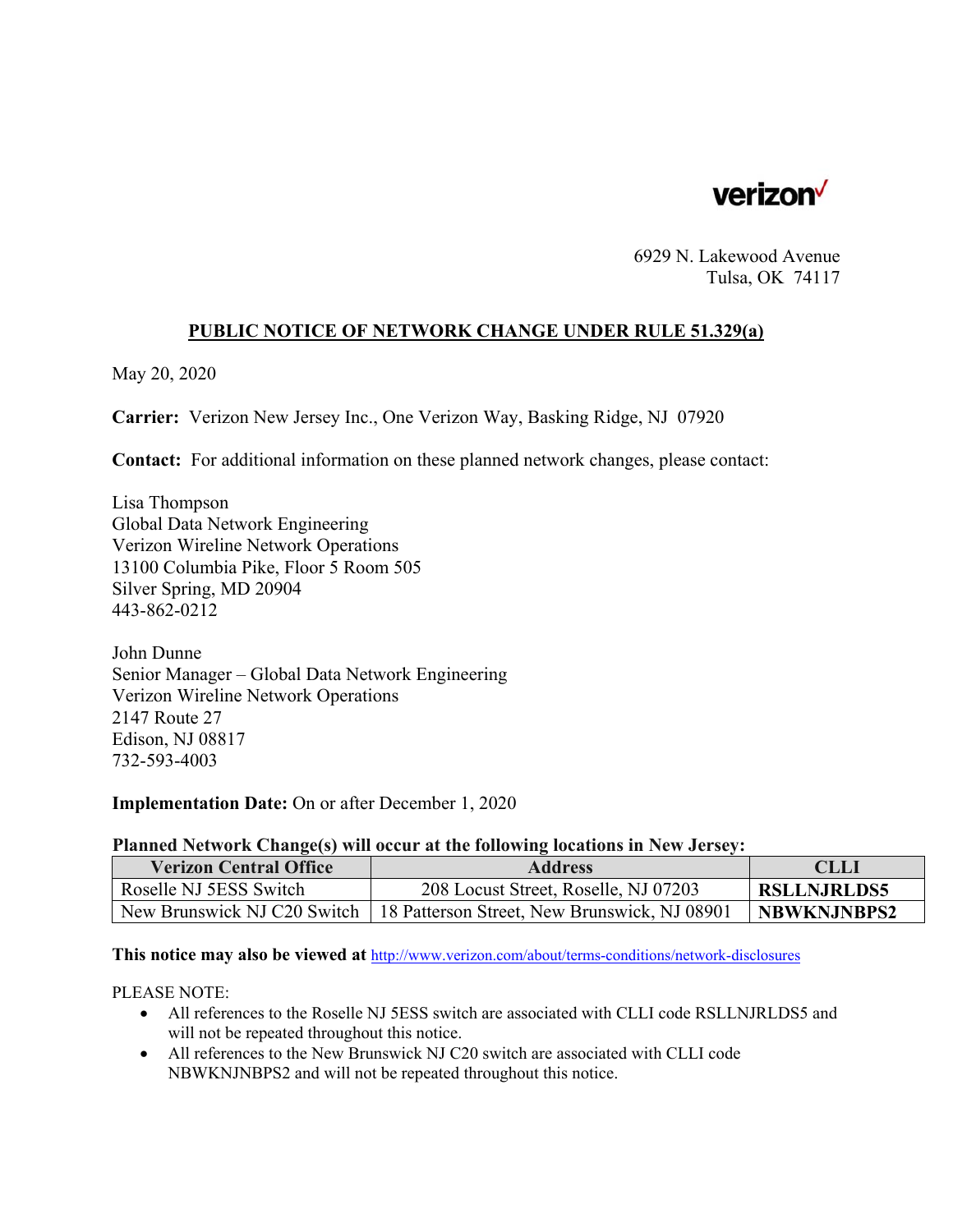verizon✓

6929 N. Lakewood Avenue
Tulsa, OK 74117

## PUBLIC NOTICE OF NETWORK CHANGE UNDER RULE 51.329(a)

May 20, 2020

**Carrier:** Verizon New Jersey Inc., One Verizon Way, Basking Ridge, NJ 07920

**Contact:** For additional information on these planned network changes, please contact:

Lisa Thompson
Global Data Network Engineering
Verizon Wireline Network Operations
13100 Columbia Pike, Floor 5 Room 505
Silver Spring, MD 20904
443-862-0212

John Dunne
Senior Manager – Global Data Network Engineering
Verizon Wireline Network Operations
2147 Route 27
Edison, NJ 08817
732-593-4003

**Implementation Date:** On or after December 1, 2020

**Planned Network Change(s) will occur at the following locations in New Jersey:**

| Verizon Central Office | Address | CLLI |
|---|---|---|
| Roselle NJ 5ESS Switch | 208 Locust Street, Roselle, NJ 07203 | **RSLLNJRLDS5** |
| New Brunswick NJ C20 Switch | 18 Patterson Street, New Brunswick, NJ 08901 | **NBWKNJNBPS2** |

**This notice may also be viewed at** http://www.verizon.com/about/terms-conditions/network-disclosures

PLEASE NOTE:

- All references to the Roselle NJ 5ESS switch are associated with CLLI code RSLLNJRLDS5 and will not be repeated throughout this notice.
- All references to the New Brunswick NJ C20 switch are associated with CLLI code NBWKNJNBPS2 and will not be repeated throughout this notice.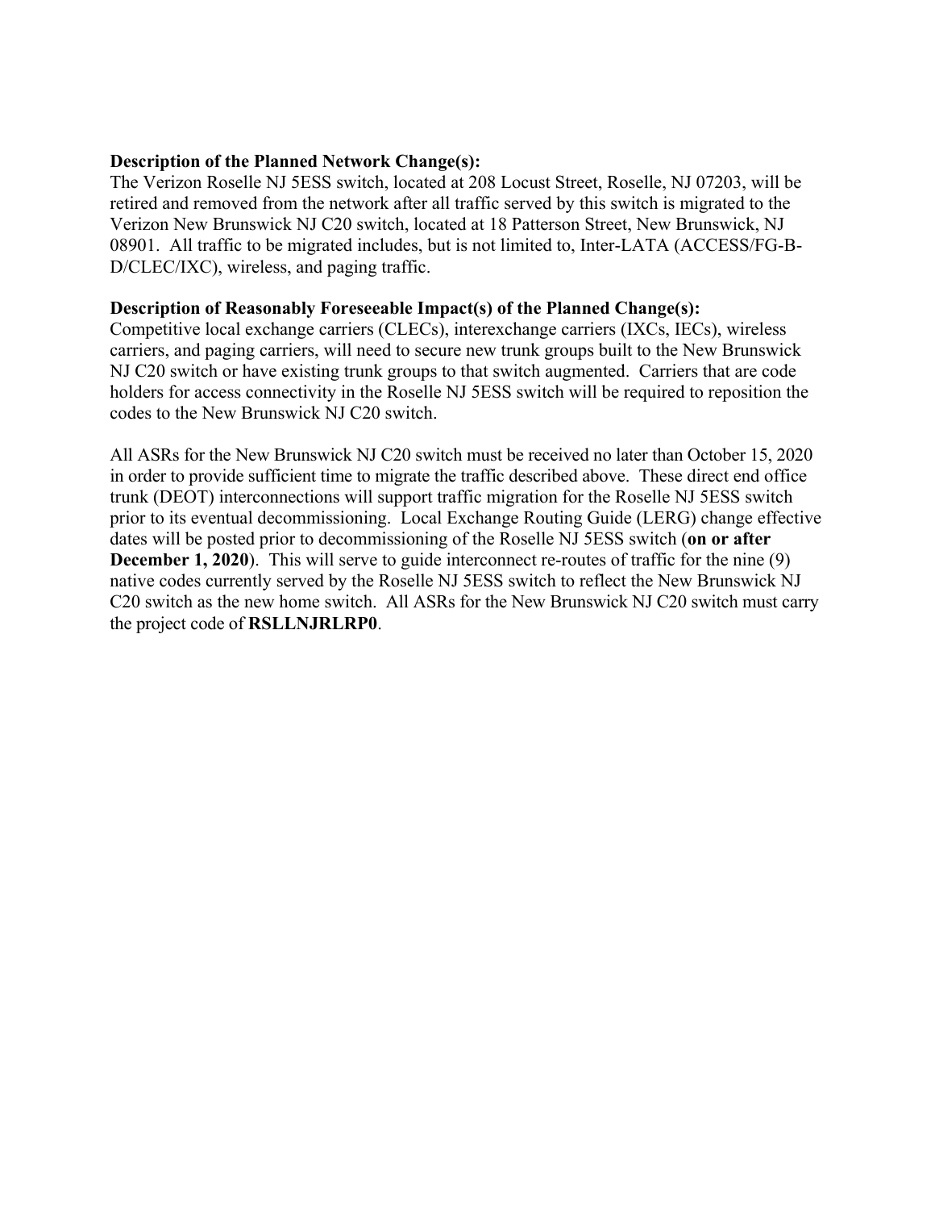**Description of the Planned Network Change(s):**
The Verizon Roselle NJ 5ESS switch, located at 208 Locust Street, Roselle, NJ 07203, will be retired and removed from the network after all traffic served by this switch is migrated to the Verizon New Brunswick NJ C20 switch, located at 18 Patterson Street, New Brunswick, NJ 08901. All traffic to be migrated includes, but is not limited to, Inter-LATA (ACCESS/FG-B-D/CLEC/IXC), wireless, and paging traffic.

**Description of Reasonably Foreseeable Impact(s) of the Planned Change(s):**
Competitive local exchange carriers (CLECs), interexchange carriers (IXCs, IECs), wireless carriers, and paging carriers, will need to secure new trunk groups built to the New Brunswick NJ C20 switch or have existing trunk groups to that switch augmented. Carriers that are code holders for access connectivity in the Roselle NJ 5ESS switch will be required to reposition the codes to the New Brunswick NJ C20 switch.

All ASRs for the New Brunswick NJ C20 switch must be received no later than October 15, 2020 in order to provide sufficient time to migrate the traffic described above. These direct end office trunk (DEOT) interconnections will support traffic migration for the Roselle NJ 5ESS switch prior to its eventual decommissioning. Local Exchange Routing Guide (LERG) change effective dates will be posted prior to decommissioning of the Roselle NJ 5ESS switch (**on or after December 1, 2020**). This will serve to guide interconnect re-routes of traffic for the nine (9) native codes currently served by the Roselle NJ 5ESS switch to reflect the New Brunswick NJ C20 switch as the new home switch. All ASRs for the New Brunswick NJ C20 switch must carry the project code of **RSLLNJRLRP0**.